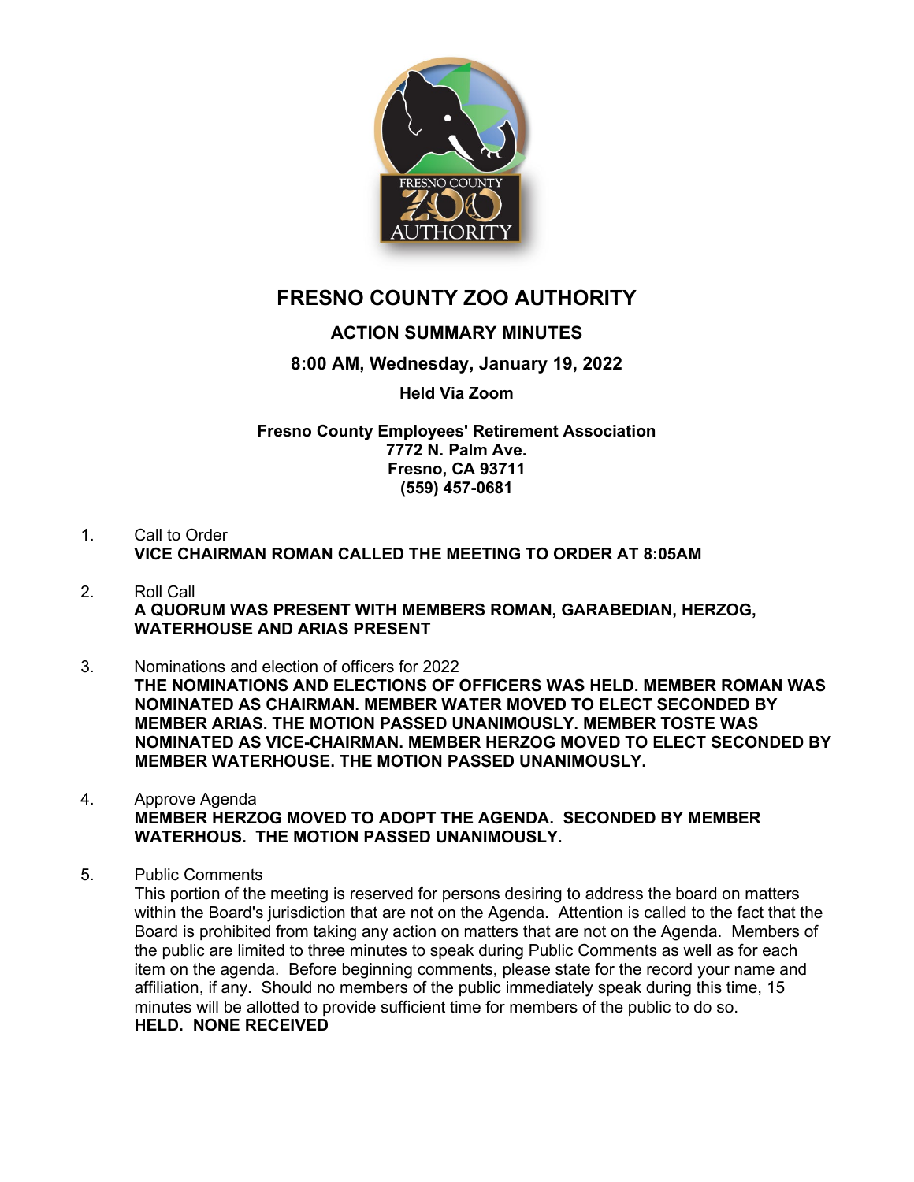# FRESNO COUNTY ZOO AUTHORITY

## ACTION SUMMARY MINUTES

### 8:00 AM, Wednesday, January 19, 2022

**Held Via Zoom**

**Fresno County Employees' Retirement Association**
**7772 N. Palm Ave.**
**Fresno, CA 93711**
**(559) 457-0681**

1. Call to Order
   **VICE CHAIRMAN ROMAN CALLED THE MEETING TO ORDER AT 8:05AM**

2. Roll Call
   **A QUORUM WAS PRESENT WITH MEMBERS ROMAN, GARABEDIAN, HERZOG, WATERHOUSE AND ARIAS PRESENT**

3. Nominations and election of officers for 2022
   **THE NOMINATIONS AND ELECTIONS OF OFFICERS WAS HELD. MEMBER ROMAN WAS NOMINATED AS CHAIRMAN. MEMBER WATER MOVED TO ELECT SECONDED BY MEMBER ARIAS. THE MOTION PASSED UNANIMOUSLY. MEMBER TOSTE WAS NOMINATED AS VICE-CHAIRMAN. MEMBER HERZOG MOVED TO ELECT SECONDED BY MEMBER WATERHOUSE. THE MOTION PASSED UNANIMOUSLY.**

4. Approve Agenda
   **MEMBER HERZOG MOVED TO ADOPT THE AGENDA. SECONDED BY MEMBER WATERHOUS. THE MOTION PASSED UNANIMOUSLY.**

5. Public Comments
   This portion of the meeting is reserved for persons desiring to address the board on matters within the Board's jurisdiction that are not on the Agenda. Attention is called to the fact that the Board is prohibited from taking any action on matters that are not on the Agenda. Members of the public are limited to three minutes to speak during Public Comments as well as for each item on the agenda. Before beginning comments, please state for the record your name and affiliation, if any. Should no members of the public immediately speak during this time, 15 minutes will be allotted to provide sufficient time for members of the public to do so.
   **HELD. NONE RECEIVED**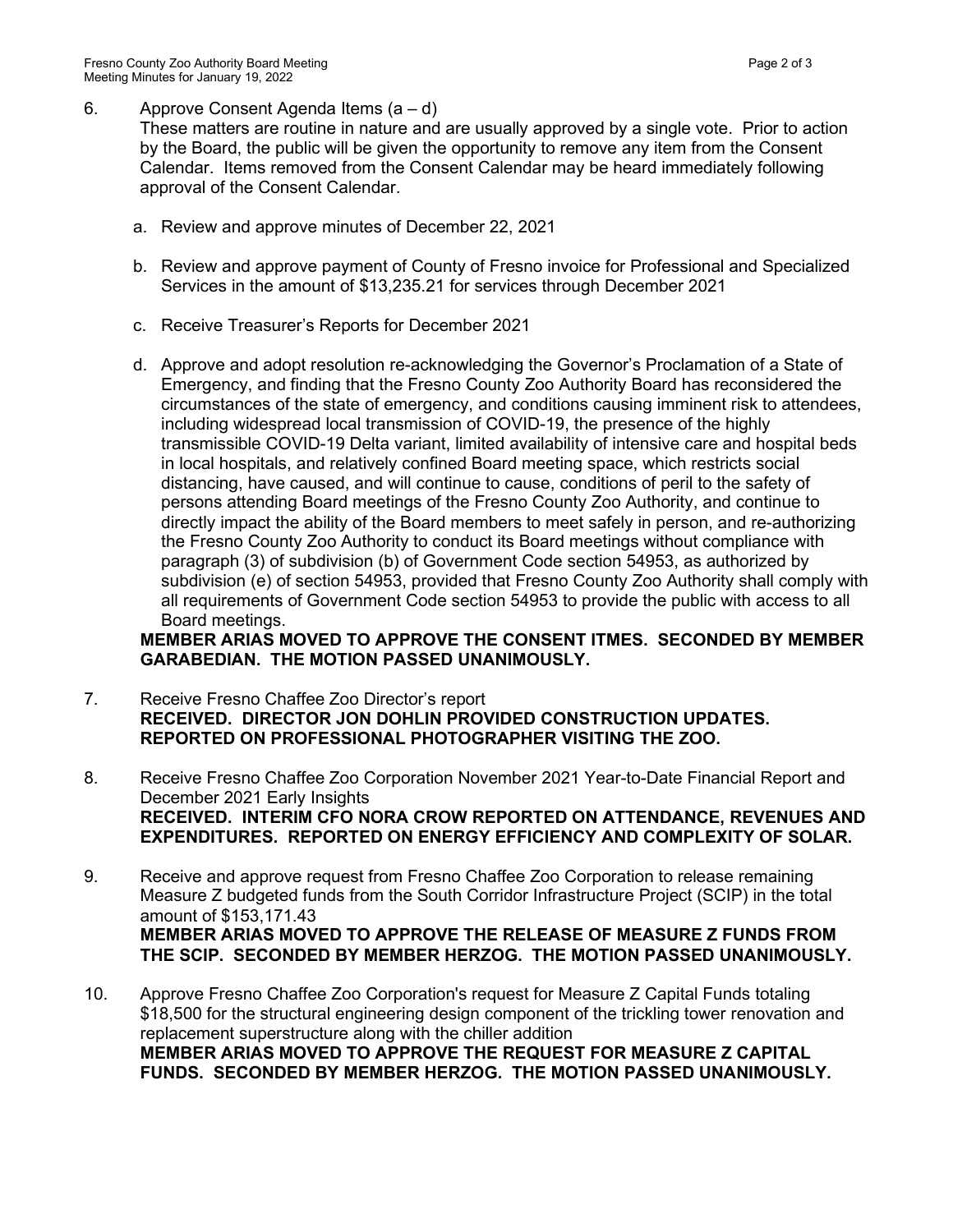6. Approve Consent Agenda Items (a – d)
   These matters are routine in nature and are usually approved by a single vote. Prior to action by the Board, the public will be given the opportunity to remove any item from the Consent Calendar. Items removed from the Consent Calendar may be heard immediately following approval of the Consent Calendar.

   a. Review and approve minutes of December 22, 2021

   b. Review and approve payment of County of Fresno invoice for Professional and Specialized Services in the amount of $13,235.21 for services through December 2021

   c. Receive Treasurer's Reports for December 2021

   d. Approve and adopt resolution re-acknowledging the Governor's Proclamation of a State of Emergency, and finding that the Fresno County Zoo Authority Board has reconsidered the circumstances of the state of emergency, and conditions causing imminent risk to attendees, including widespread local transmission of COVID-19, the presence of the highly transmissible COVID-19 Delta variant, limited availability of intensive care and hospital beds in local hospitals, and relatively confined Board meeting space, which restricts social distancing, have caused, and will continue to cause, conditions of peril to the safety of persons attending Board meetings of the Fresno County Zoo Authority, and continue to directly impact the ability of the Board members to meet safely in person, and re-authorizing the Fresno County Zoo Authority to conduct its Board meetings without compliance with paragraph (3) of subdivision (b) of Government Code section 54953, as authorized by subdivision (e) of section 54953, provided that Fresno County Zoo Authority shall comply with all requirements of Government Code section 54953 to provide the public with access to all Board meetings.

   **MEMBER ARIAS MOVED TO APPROVE THE CONSENT ITMES. SECONDED BY MEMBER GARABEDIAN. THE MOTION PASSED UNANIMOUSLY.**

7. Receive Fresno Chaffee Zoo Director's report
   **RECEIVED. DIRECTOR JON DOHLIN PROVIDED CONSTRUCTION UPDATES. REPORTED ON PROFESSIONAL PHOTOGRAPHER VISITING THE ZOO.**

8. Receive Fresno Chaffee Zoo Corporation November 2021 Year-to-Date Financial Report and December 2021 Early Insights
   **RECEIVED. INTERIM CFO NORA CROW REPORTED ON ATTENDANCE, REVENUES AND EXPENDITURES. REPORTED ON ENERGY EFFICIENCY AND COMPLEXITY OF SOLAR.**

9. Receive and approve request from Fresno Chaffee Zoo Corporation to release remaining Measure Z budgeted funds from the South Corridor Infrastructure Project (SCIP) in the total amount of $153,171.43
   **MEMBER ARIAS MOVED TO APPROVE THE RELEASE OF MEASURE Z FUNDS FROM THE SCIP. SECONDED BY MEMBER HERZOG. THE MOTION PASSED UNANIMOUSLY.**

10. Approve Fresno Chaffee Zoo Corporation's request for Measure Z Capital Funds totaling $18,500 for the structural engineering design component of the trickling tower renovation and replacement superstructure along with the chiller addition
    **MEMBER ARIAS MOVED TO APPROVE THE REQUEST FOR MEASURE Z CAPITAL FUNDS. SECONDED BY MEMBER HERZOG. THE MOTION PASSED UNANIMOUSLY.**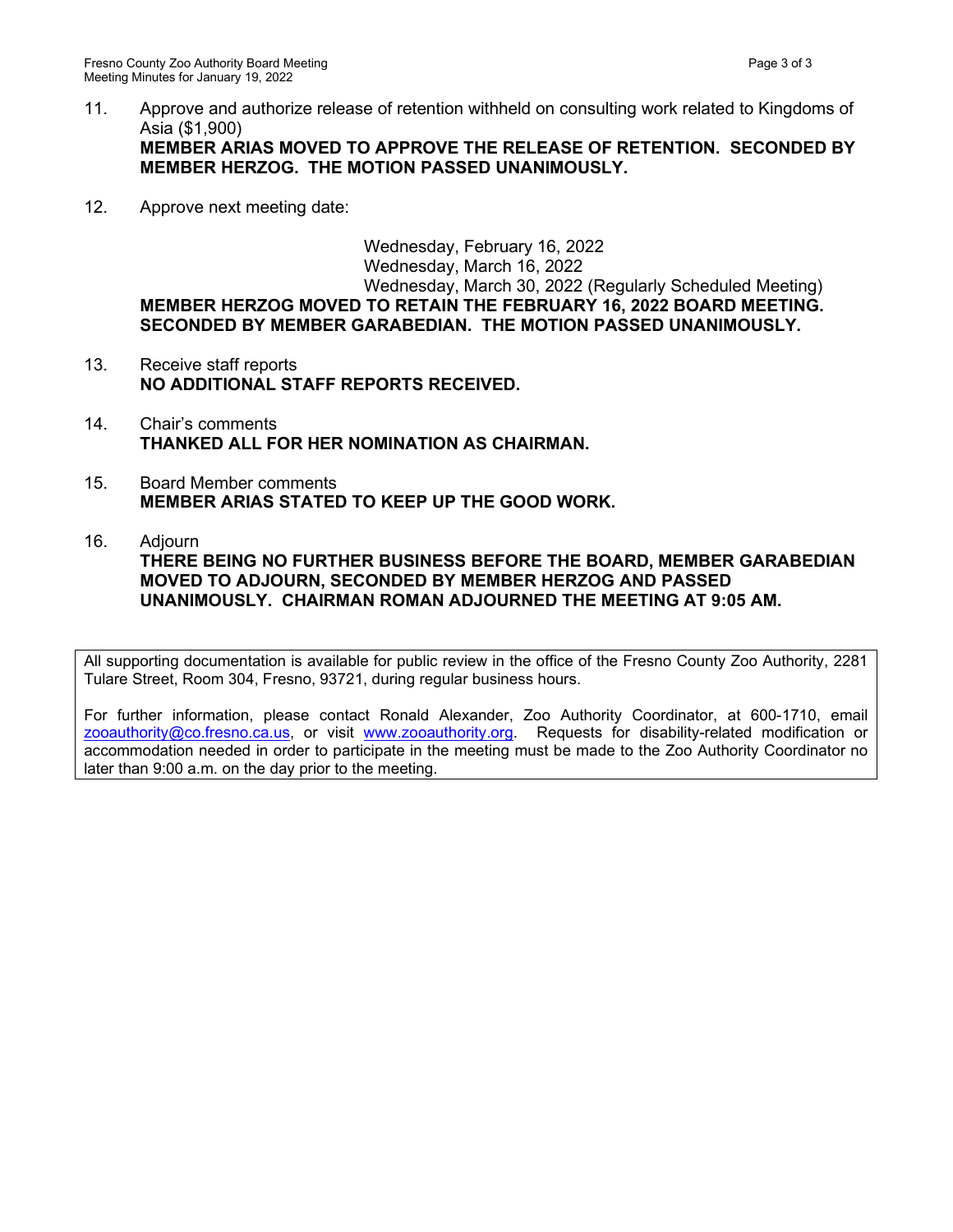11. Approve and authorize release of retention withheld on consulting work related to Kingdoms of Asia ($1,900)
    **MEMBER ARIAS MOVED TO APPROVE THE RELEASE OF RETENTION. SECONDED BY MEMBER HERZOG. THE MOTION PASSED UNANIMOUSLY.**

12. Approve next meeting date:

    Wednesday, February 16, 2022
    Wednesday, March 16, 2022
    Wednesday, March 30, 2022 (Regularly Scheduled Meeting)

    **MEMBER HERZOG MOVED TO RETAIN THE FEBRUARY 16, 2022 BOARD MEETING. SECONDED BY MEMBER GARABEDIAN. THE MOTION PASSED UNANIMOUSLY.**

13. Receive staff reports
    **NO ADDITIONAL STAFF REPORTS RECEIVED.**

14. Chair's comments
    **THANKED ALL FOR HER NOMINATION AS CHAIRMAN.**

15. Board Member comments
    **MEMBER ARIAS STATED TO KEEP UP THE GOOD WORK.**

16. Adjourn
    **THERE BEING NO FURTHER BUSINESS BEFORE THE BOARD, MEMBER GARABEDIAN MOVED TO ADJOURN, SECONDED BY MEMBER HERZOG AND PASSED UNANIMOUSLY. CHAIRMAN ROMAN ADJOURNED THE MEETING AT 9:05 AM.**

---

All supporting documentation is available for public review in the office of the Fresno County Zoo Authority, 2281 Tulare Street, Room 304, Fresno, 93721, during regular business hours.

For further information, please contact Ronald Alexander, Zoo Authority Coordinator, at 600-1710, email zooauthority@co.fresno.ca.us, or visit www.zooauthority.org. Requests for disability-related modification or accommodation needed in order to participate in the meeting must be made to the Zoo Authority Coordinator no later than 9:00 a.m. on the day prior to the meeting.